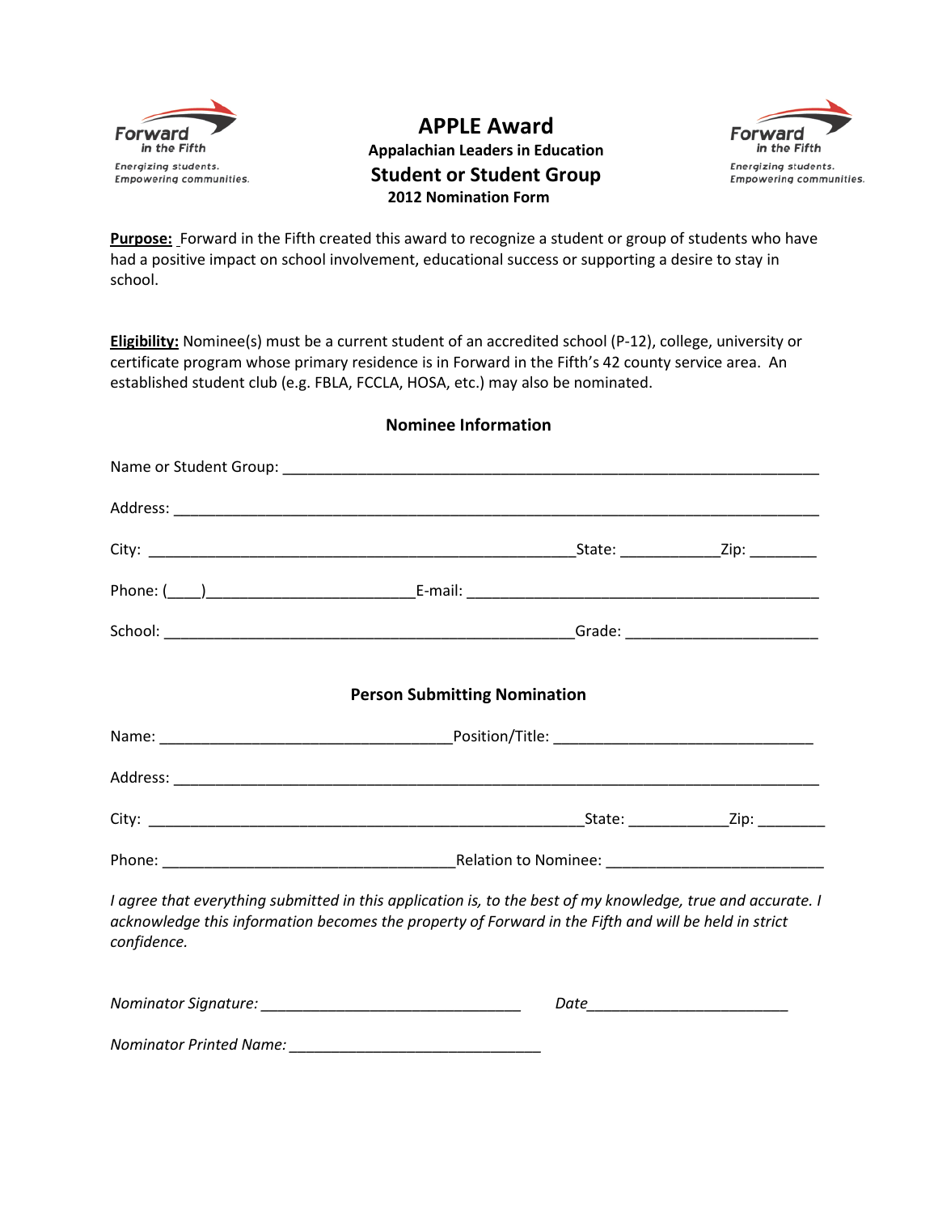Forward in the Fifth
Energizing students. Empowering communities.

# APPLE Award

**Appalachian Leaders in Education**

## Student or Student Group

**2012 Nomination Form**

Forward in the Fifth
Energizing students. Empowering communities.

**Purpose:** Forward in the Fifth created this award to recognize a student or group of students who have had a positive impact on school involvement, educational success or supporting a desire to stay in school.

**Eligibility:** Nominee(s) must be a current student of an accredited school (P-12), college, university or certificate program whose primary residence is in Forward in the Fifth's 42 county service area. An established student club (e.g. FBLA, FCCLA, HOSA, etc.) may also be nominated.

### Nominee Information

Name or Student Group: ___________________________________________________________

Address: ________________________________________________________________________

City: _______________________________________________ State: ___________ Zip: ________

Phone: (____)______________________ E-mail: _____________________________________

School: _____________________________________________ Grade: _____________________

### Person Submitting Nomination

Name: _______________________________ Position/Title: ____________________________

Address: ________________________________________________________________________

City: _______________________________________________ State: ___________ Zip: ________

Phone: _______________________________ Relation to Nominee: _______________________

*I agree that everything submitted in this application is, to the best of my knowledge, true and accurate. I acknowledge this information becomes the property of Forward in the Fifth and will be held in strict confidence.*

*Nominator Signature:* ______________________________ *Date*______________________

*Nominator Printed Name:* ____________________________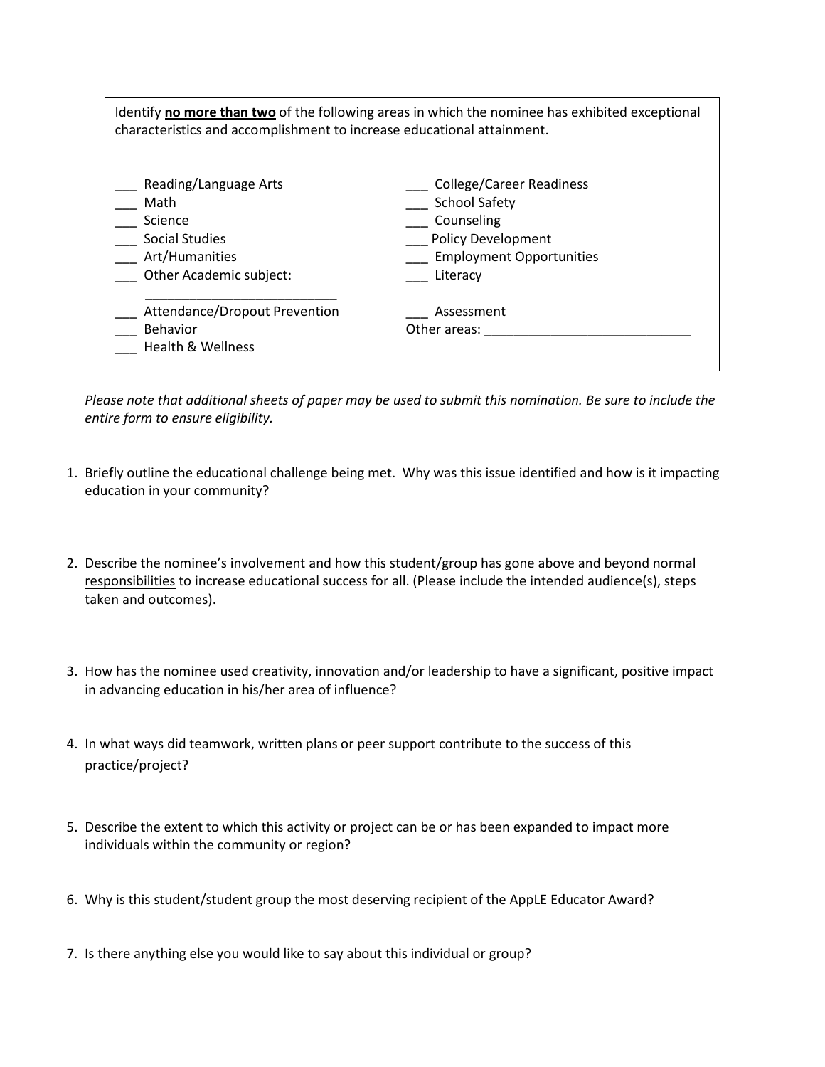Identify **no more than two** of the following areas in which the nominee has exhibited exceptional characteristics and accomplishment to increase educational attainment.

___ Reading/Language Arts
___ Math
___ Science
___ Social Studies
___ Art/Humanities
___ Other Academic subject: ___________________________
___ Attendance/Dropout Prevention
___ Behavior
___ Health & Wellness
___ College/Career Readiness
___ School Safety
___ Counseling
___ Policy Development
___ Employment Opportunities
___ Literacy
___ Assessment
Other areas: _____________________________

*Please note that additional sheets of paper may be used to submit this nomination. Be sure to include the entire form to ensure eligibility.*

1. Briefly outline the educational challenge being met. Why was this issue identified and how is it impacting education in your community?

2. Describe the nominee's involvement and how this student/group <u>has gone above and beyond normal responsibilities</u> to increase educational success for all. (Please include the intended audience(s), steps taken and outcomes).

3. How has the nominee used creativity, innovation and/or leadership to have a significant, positive impact in advancing education in his/her area of influence?

4. In what ways did teamwork, written plans or peer support contribute to the success of this practice/project?

5. Describe the extent to which this activity or project can be or has been expanded to impact more individuals within the community or region?

6. Why is this student/student group the most deserving recipient of the AppLE Educator Award?

7. Is there anything else you would like to say about this individual or group?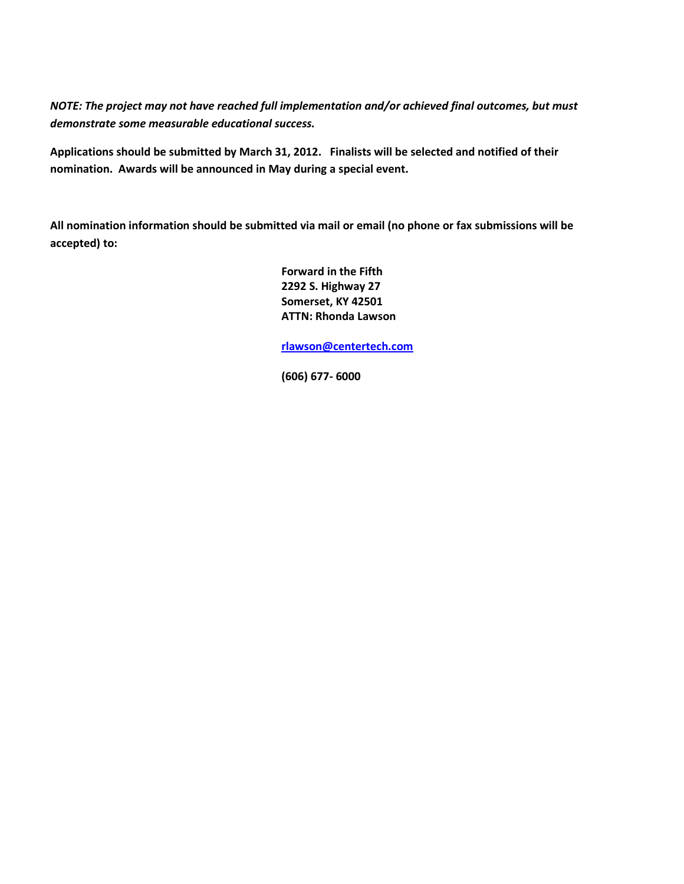***NOTE: The project may not have reached full implementation and/or achieved final outcomes, but must demonstrate some measurable educational success.***

**Applications should be submitted by March 31, 2012. Finalists will be selected and notified of their nomination. Awards will be announced in May during a special event.**

**All nomination information should be submitted via mail or email (no phone or fax submissions will be accepted) to:**

**Forward in the Fifth**
**2292 S. Highway 27**
**Somerset, KY 42501**
**ATTN: Rhonda Lawson**

**rlawson@centertech.com**

**(606) 677- 6000**